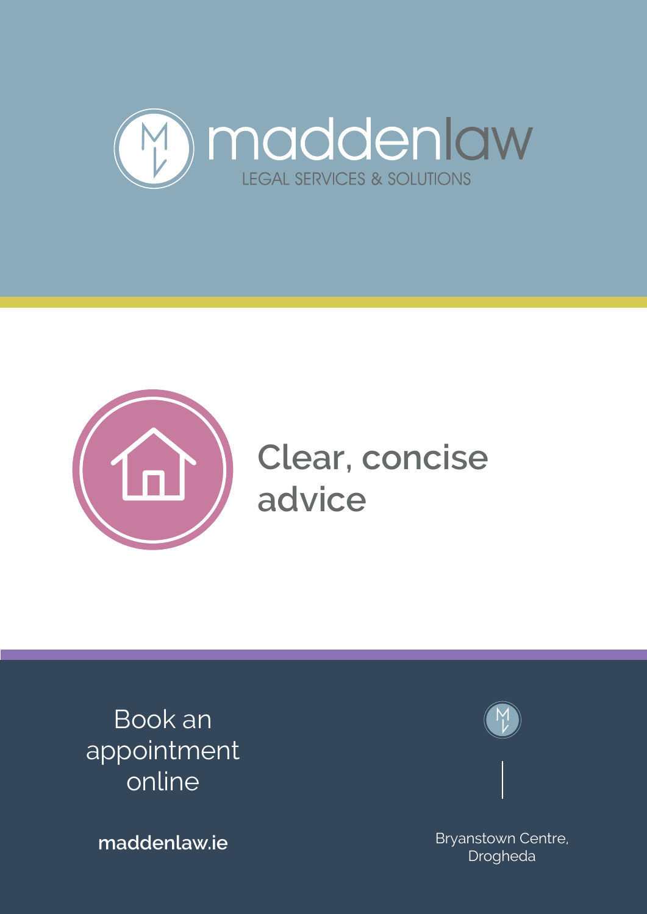# maddenlaw

LEGAL SERVICES & SOLUTIONS

## Clear, concise advice

Book an appointment online

**maddenlaw.ie**

Bryanstown Centre, Drogheda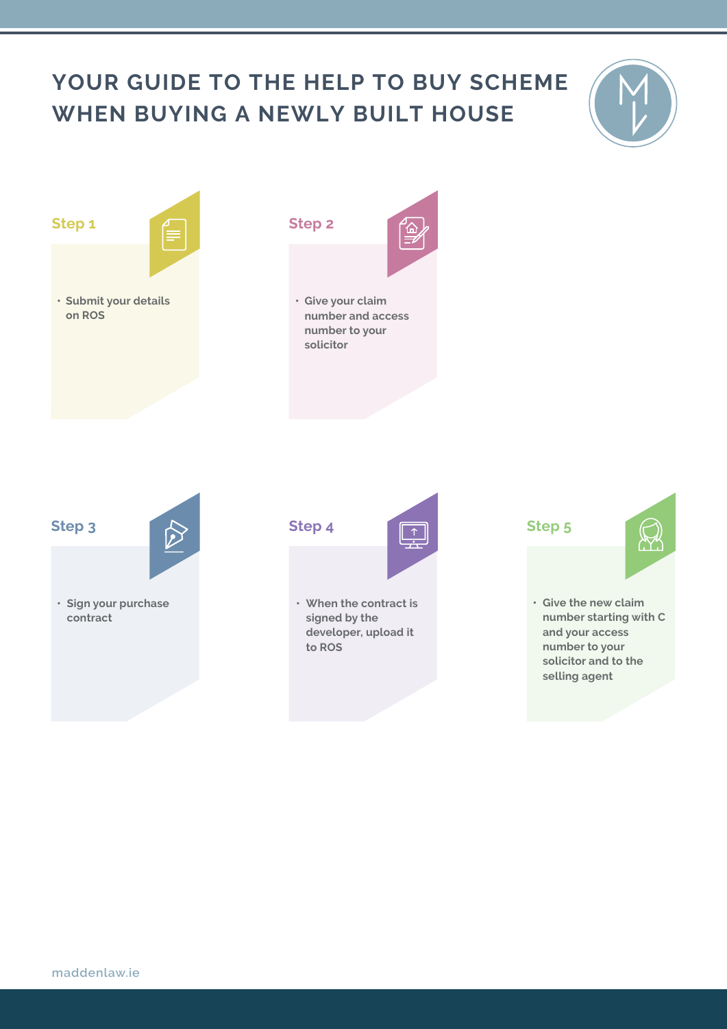# YOUR GUIDE TO THE HELP TO BUY SCHEME WHEN BUYING A NEWLY BUILT HOUSE

## Step 1

- Submit your details on ROS

## Step 2

- Give your claim number and access number to your solicitor

## Step 3

- Sign your purchase contract

## Step 4

- When the contract is signed by the developer, upload it to ROS

## Step 5

- Give the new claim number starting with C and your access number to your solicitor and to the selling agent

maddenlaw.ie